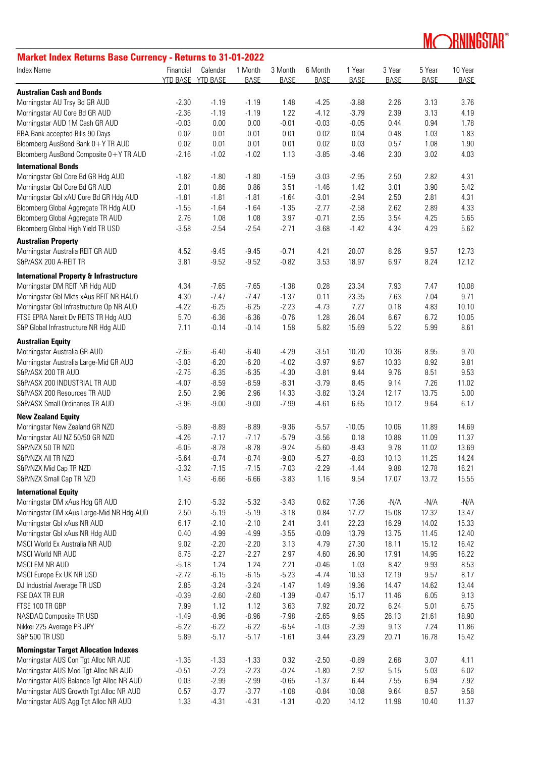MORNINGSTAR®

## Market Index Returns Base Currency - Returns to 31-01-2022

| Index Name | Financial YTD BASE | Calendar YTD BASE | 1 Month BASE | 3 Month BASE | 6 Month BASE | 1 Year BASE | 3 Year BASE | 5 Year BASE | 10 Year BASE |
|---|---|---|---|---|---|---|---|---|---|
| **Australian Cash and Bonds** | | | | | | | | | |
| Morningstar AU Trsy Bd GR AUD | -2.30 | -1.19 | -1.19 | 1.48 | -4.25 | -3.88 | 2.26 | 3.13 | 3.76 |
| Morningstar AU Core Bd GR AUD | -2.36 | -1.19 | -1.19 | 1.22 | -4.12 | -3.79 | 2.39 | 3.13 | 4.19 |
| Morningstar AUD 1M Cash GR AUD | -0.03 | 0.00 | 0.00 | -0.01 | -0.03 | -0.05 | 0.44 | 0.94 | 1.78 |
| RBA Bank accepted Bills 90 Days | 0.02 | 0.01 | 0.01 | 0.01 | 0.02 | 0.04 | 0.48 | 1.03 | 1.83 |
| Bloomberg AusBond Bank 0+Y TR AUD | 0.02 | 0.01 | 0.01 | 0.01 | 0.02 | 0.03 | 0.57 | 1.08 | 1.90 |
| Bloomberg AusBond Composite 0+Y TR AUD | -2.16 | -1.02 | -1.02 | 1.13 | -3.85 | -3.46 | 2.30 | 3.02 | 4.03 |
| **International Bonds** | | | | | | | | | |
| Morningstar Gbl Core Bd GR Hdg AUD | -1.82 | -1.80 | -1.80 | -1.59 | -3.03 | -2.95 | 2.50 | 2.82 | 4.31 |
| Morningstar Gbl Core Bd GR AUD | 2.01 | 0.86 | 0.86 | 3.51 | -1.46 | 1.42 | 3.01 | 3.90 | 5.42 |
| Morningstar Gbl xAU Core Bd GR Hdg AUD | -1.81 | -1.81 | -1.81 | -1.64 | -3.01 | -2.94 | 2.50 | 2.81 | 4.31 |
| Bloomberg Global Aggregate TR Hdg AUD | -1.55 | -1.64 | -1.64 | -1.35 | -2.77 | -2.58 | 2.62 | 2.89 | 4.33 |
| Bloomberg Global Aggregate TR AUD | 2.76 | 1.08 | 1.08 | 3.97 | -0.71 | 2.55 | 3.54 | 4.25 | 5.65 |
| Bloomberg Global High Yield TR USD | -3.58 | -2.54 | -2.54 | -2.71 | -3.68 | -1.42 | 4.34 | 4.29 | 5.62 |
| **Australian Property** | | | | | | | | | |
| Morningstar Australia REIT GR AUD | 4.52 | -9.45 | -9.45 | -0.71 | 4.21 | 20.07 | 8.26 | 9.57 | 12.73 |
| S&P/ASX 200 A-REIT TR | 3.81 | -9.52 | -9.52 | -0.82 | 3.53 | 18.97 | 6.97 | 8.24 | 12.12 |
| **International Property & Infrastructure** | | | | | | | | | |
| Morningstar DM REIT NR Hdg AUD | 4.34 | -7.65 | -7.65 | -1.38 | 0.28 | 23.34 | 7.93 | 7.47 | 10.08 |
| Morningstar Gbl Mkts xAus REIT NR HAUD | 4.30 | -7.47 | -7.47 | -1.37 | 0.11 | 23.35 | 7.63 | 7.04 | 9.71 |
| Morningstar Gbl Infrastructure Op NR AUD | -4.22 | -6.25 | -6.25 | -2.23 | -4.73 | 7.27 | 0.18 | 4.83 | 10.10 |
| FTSE EPRA Nareit Dv REITS TR Hdg AUD | 5.70 | -6.36 | -6.36 | -0.76 | 1.28 | 26.04 | 6.67 | 6.72 | 10.05 |
| S&P Global Infrastructure NR Hdg AUD | 7.11 | -0.14 | -0.14 | 1.58 | 5.82 | 15.69 | 5.22 | 5.99 | 8.61 |
| **Australian Equity** | | | | | | | | | |
| Morningstar Australia GR AUD | -2.65 | -6.40 | -6.40 | -4.29 | -3.51 | 10.20 | 10.36 | 8.95 | 9.70 |
| Morningstar Australia Large-Mid GR AUD | -3.03 | -6.20 | -6.20 | -4.02 | -3.97 | 9.67 | 10.33 | 8.92 | 9.81 |
| S&P/ASX 200 TR AUD | -2.75 | -6.35 | -6.35 | -4.30 | -3.81 | 9.44 | 9.76 | 8.51 | 9.53 |
| S&P/ASX 200 INDUSTRIAL TR AUD | -4.07 | -8.59 | -8.59 | -8.31 | -3.79 | 8.45 | 9.14 | 7.26 | 11.02 |
| S&P/ASX 200 Resources TR AUD | 2.50 | 2.96 | 2.96 | 14.33 | -3.82 | 13.24 | 12.17 | 13.75 | 5.00 |
| S&P/ASX Small Ordinaries TR AUD | -3.96 | -9.00 | -9.00 | -7.99 | -4.61 | 6.65 | 10.12 | 9.64 | 6.17 |
| **New Zealand Equity** | | | | | | | | | |
| Morningstar New Zealand GR NZD | -5.89 | -8.89 | -8.89 | -9.36 | -5.57 | -10.05 | 10.06 | 11.89 | 14.69 |
| Morningstar AU NZ 50/50 GR NZD | -4.26 | -7.17 | -7.17 | -5.79 | -3.56 | 0.18 | 10.88 | 11.09 | 11.37 |
| S&P/NZX 50 TR NZD | -6.05 | -8.78 | -8.78 | -9.24 | -5.60 | -9.43 | 9.78 | 11.02 | 13.69 |
| S&P/NZX All TR NZD | -5.64 | -8.74 | -8.74 | -9.00 | -5.27 | -8.83 | 10.13 | 11.25 | 14.24 |
| S&P/NZX Mid Cap TR NZD | -3.32 | -7.15 | -7.15 | -7.03 | -2.29 | -1.44 | 9.88 | 12.78 | 16.21 |
| S&P/NZX Small Cap TR NZD | 1.43 | -6.66 | -6.66 | -3.83 | 1.16 | 9.54 | 17.07 | 13.72 | 15.55 |
| **International Equity** | | | | | | | | | |
| Morningstar DM xAus Hdg GR AUD | 2.10 | -5.32 | -5.32 | -3.43 | 0.62 | 17.36 | -N/A | -N/A | -N/A |
| Morningstar DM xAus Large-Mid NR Hdg AUD | 2.50 | -5.19 | -5.19 | -3.18 | 0.84 | 17.72 | 15.08 | 12.32 | 13.47 |
| Morningstar Gbl xAus NR AUD | 6.17 | -2.10 | -2.10 | 2.41 | 3.41 | 22.23 | 16.29 | 14.02 | 15.33 |
| Morningstar Gbl xAus NR Hdg AUD | 0.40 | -4.99 | -4.99 | -3.55 | -0.09 | 13.79 | 13.75 | 11.45 | 12.40 |
| MSCI World Ex Australia NR AUD | 9.02 | -2.20 | -2.20 | 3.13 | 4.79 | 27.30 | 18.11 | 15.12 | 16.42 |
| MSCI World NR AUD | 8.75 | -2.27 | -2.27 | 2.97 | 4.60 | 26.90 | 17.91 | 14.95 | 16.22 |
| MSCI EM NR AUD | -5.18 | 1.24 | 1.24 | 2.21 | -0.46 | 1.03 | 8.42 | 9.93 | 8.53 |
| MSCI Europe Ex UK NR USD | -2.72 | -6.15 | -6.15 | -5.23 | -4.74 | 10.53 | 12.19 | 9.57 | 8.17 |
| DJ Industrial Average TR USD | 2.85 | -3.24 | -3.24 | -1.47 | 1.49 | 19.36 | 14.47 | 14.62 | 13.44 |
| FSE DAX TR EUR | -0.39 | -2.60 | -2.60 | -1.39 | -0.47 | 15.17 | 11.46 | 6.05 | 9.13 |
| FTSE 100 TR GBP | 7.99 | 1.12 | 1.12 | 3.63 | 7.92 | 20.72 | 6.24 | 5.01 | 6.75 |
| NASDAQ Composite TR USD | -1.49 | -8.96 | -8.96 | -7.98 | -2.65 | 9.65 | 26.13 | 21.61 | 18.90 |
| Nikkei 225 Average PR JPY | -6.22 | -6.22 | -6.22 | -6.54 | -1.03 | -2.39 | 9.13 | 7.24 | 11.86 |
| S&P 500 TR USD | 5.89 | -5.17 | -5.17 | -1.61 | 3.44 | 23.29 | 20.71 | 16.78 | 15.42 |
| **Morningstar Target Allocation Indexes** | | | | | | | | | |
| Morningstar AUS Con Tgt Alloc NR AUD | -1.35 | -1.33 | -1.33 | 0.32 | -2.50 | -0.89 | 2.68 | 3.07 | 4.11 |
| Morningstar AUS Mod Tgt Alloc NR AUD | -0.51 | -2.23 | -2.23 | -0.24 | -1.80 | 2.92 | 5.15 | 5.03 | 6.02 |
| Morningstar AUS Balance Tgt Alloc NR AUD | 0.03 | -2.99 | -2.99 | -0.65 | -1.37 | 6.44 | 7.55 | 6.94 | 7.92 |
| Morningstar AUS Growth Tgt Alloc NR AUD | 0.57 | -3.77 | -3.77 | -1.08 | -0.84 | 10.08 | 9.64 | 8.57 | 9.58 |
| Morningstar AUS Agg Tgt Alloc NR AUD | 1.33 | -4.31 | -4.31 | -1.31 | -0.20 | 14.12 | 11.98 | 10.40 | 11.37 |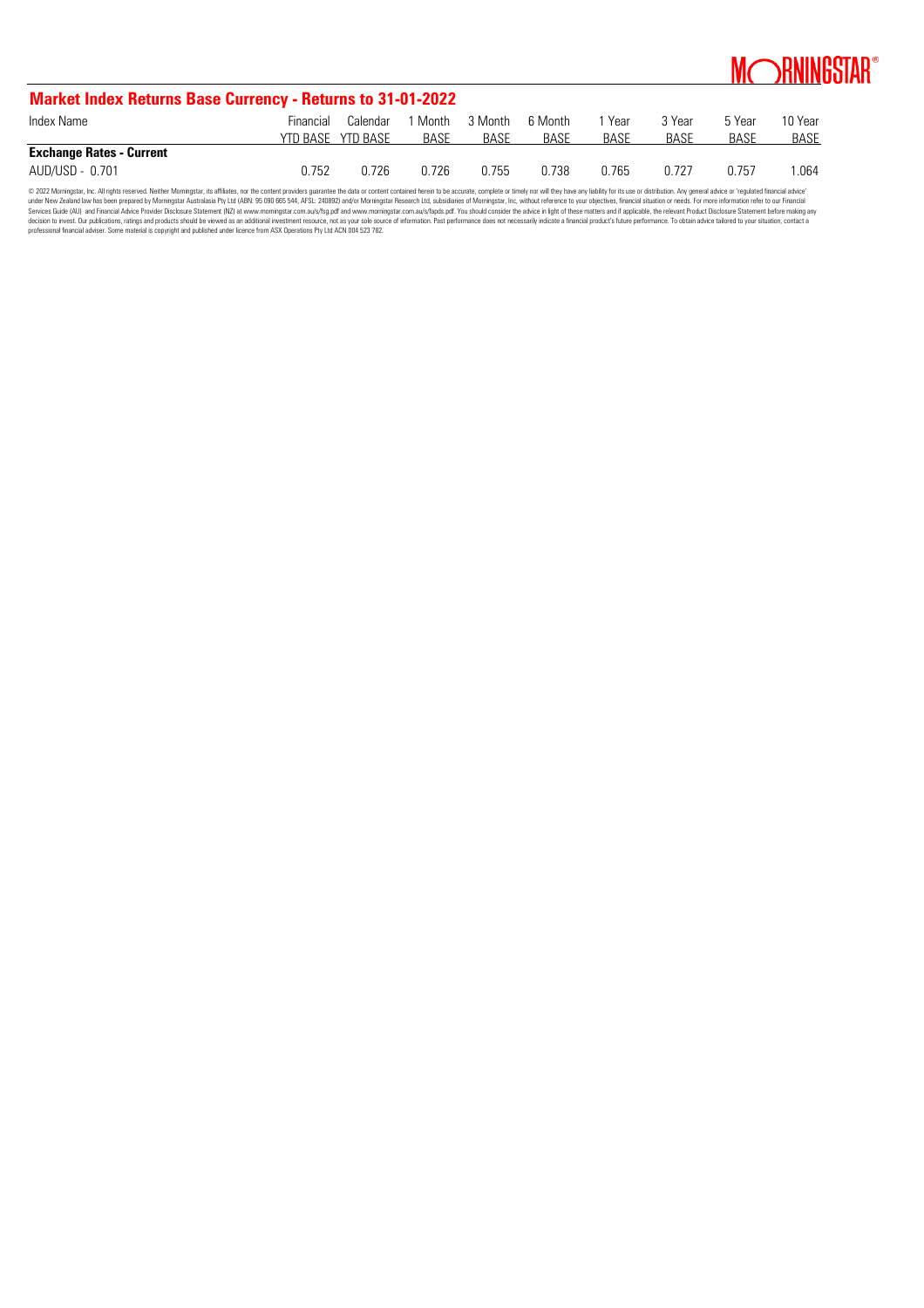## Market Index Returns Base Currency - Returns to 31-01-2022

| Index Name | Financial YTD BASE | Calendar YTD BASE | 1 Month BASE | 3 Month BASE | 6 Month BASE | 1 Year BASE | 3 Year BASE | 5 Year BASE | 10 Year BASE |
|---|---|---|---|---|---|---|---|---|---|
| **Exchange Rates - Current** | | | | | | | | | |
| AUD/USD - 0.701 | 0.752 | 0.726 | 0.726 | 0.755 | 0.738 | 0.765 | 0.727 | 0.757 | 1.064 |

© 2022 Morningstar, Inc. All rights reserved. Neither Morningstar, its affiliates, nor the content providers guarantee the data or content contained herein to be accurate, complete or timely nor will they have any liability for its use or distribution. Any general advice or 'regulated financial advice' under New Zealand law has been prepared by Morningstar Australasia Pty Ltd (ABN: 95 090 665 544, AFSL: 240892) and/or Morningstar Research Ltd, subsidiaries of Morningstar, Inc, without reference to your objectives, financial situation or needs. For more information refer to our Financial Services Guide (AU) and Financial Advice Provider Disclosure Statement (NZ) at www.morningstar.com.au/s/fsg.pdf and www.morningstar.com.au/s/fapds.pdf. You should consider the advice in light of these matters and if applicable, the relevant Product Disclosure Statement before making any decision to invest. Our publications, ratings and products should be viewed as an additional investment resource, not as your sole source of information. Past performance does not necessarily indicate a financial product's future performance. To obtain advice tailored to your situation, contact a professional financial adviser. Some material is copyright and published under licence from ASX Operations Pty Ltd ACN 004 523 782.